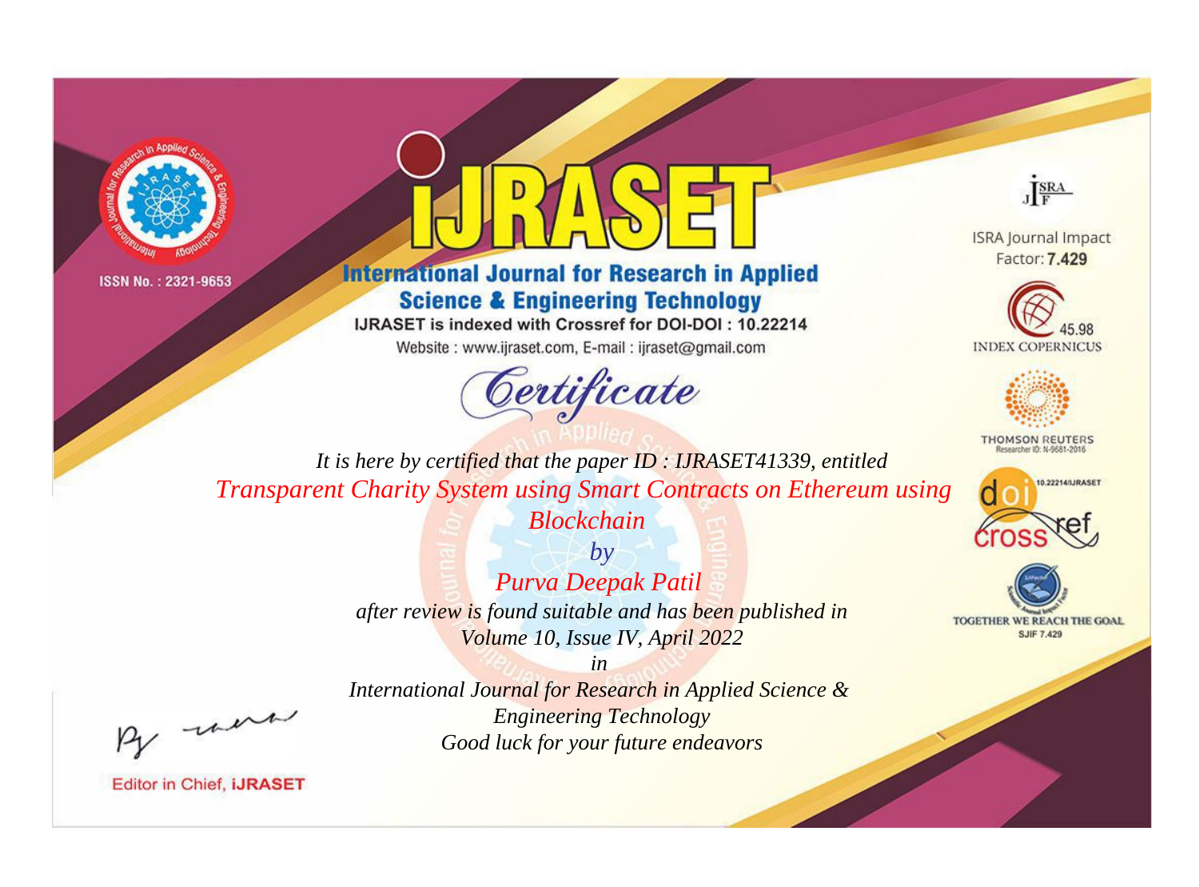ISSN No. : 2321-9653

# IJRASET

## International Journal for Research in Applied Science & Engineering Technology

IJRASET is indexed with Crossref for DOI-DOI : 10.22214

Website : www.ijraset.com, E-mail : ijraset@gmail.com

ISRA Journal Impact Factor: **7.429**

45.98 INDEX COPERNICUS

THOMSON REUTERS Researcher ID: N-9681-2016

10.22214/IJRASET

TOGETHER WE REACH THE GOAL SJIF 7.429

# *Certificate*

*It is here by certified that the paper ID : IJRASET41339, entitled*

*Transparent Charity System using Smart Contracts on Ethereum using Blockchain*

*by*

*Purva Deepak Patil*

*after review is found suitable and has been published in*

*Volume 10, Issue IV, April 2022*

*in*

*International Journal for Research in Applied Science & Engineering Technology*

*Good luck for your future endeavors*

Editor in Chief, **iJRASET**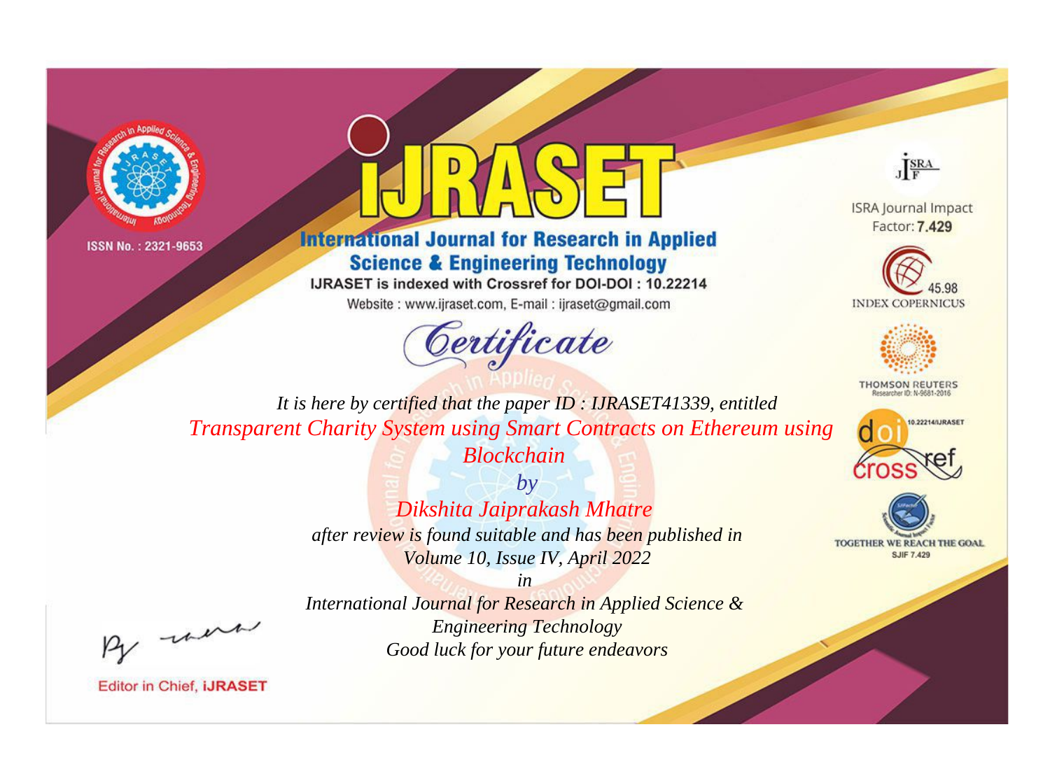ISSN No. : 2321-9653

# iJRASET

## International Journal for Research in Applied Science & Engineering Technology

IJRASET is indexed with Crossref for DOI-DOI : 10.22214

Website : www.ijraset.com, E-mail : ijraset@gmail.com

ISRA Journal Impact Factor: **7.429**

45.98 INDEX COPERNICUS

THOMSON REUTERS Researcher ID: N-9681-2016

10.22214/IJRASET

TOGETHER WE REACH THE GOAL SJIF 7.429

# *Certificate*

*It is here by certified that the paper ID : IJRASET41339, entitled*

*Transparent Charity System using Smart Contracts on Ethereum using Blockchain*

*by*

*Dikshita Jaiprakash Mhatre*

*after review is found suitable and has been published in*

*Volume 10, Issue IV, April 2022*

*in*

*International Journal for Research in Applied Science & Engineering Technology*

*Good luck for your future endeavors*

Editor in Chief, **iJRASET**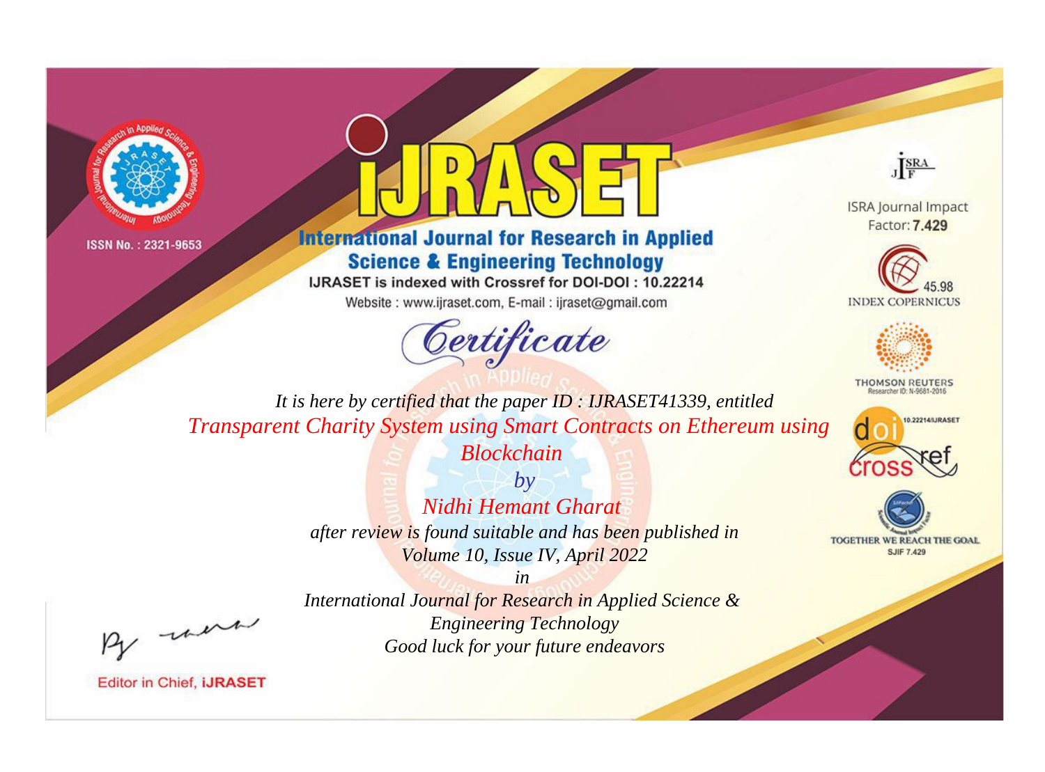ISSN No. : 2321-9653

# iJRASET

## International Journal for Research in Applied Science & Engineering Technology

IJRASET is indexed with Crossref for DOI-DOI : 10.22214

Website : www.ijraset.com, E-mail : ijraset@gmail.com

# Certificate

*It is here by certified that the paper ID : IJRASET41339, entitled*

*Transparent Charity System using Smart Contracts on Ethereum using Blockchain*

*by*

*Nidhi Hemant Gharat*

*after review is found suitable and has been published in*

*Volume 10, Issue IV, April 2022*

*in*

*International Journal for Research in Applied Science & Engineering Technology*

*Good luck for your future endeavors*

ISRA Journal Impact Factor: **7.429**

45.98 INDEX COPERNICUS

THOMSON REUTERS Researcher ID: N-9681-2016

10.22214/IJRASET

TOGETHER WE REACH THE GOAL SJIF 7.429

Editor in Chief, **iJRASET**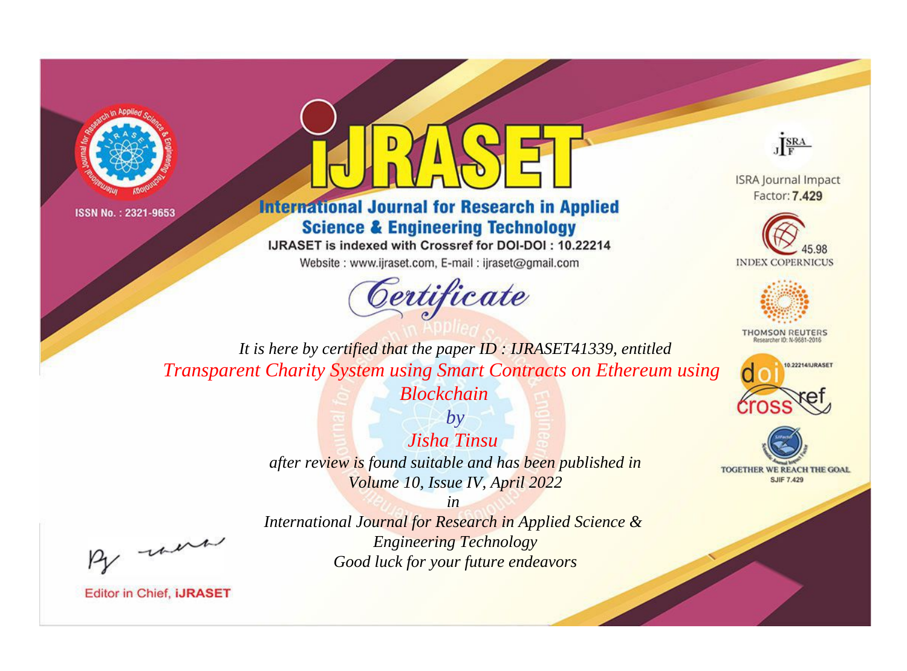ISSN No. : 2321-9653

# iJRASET

## International Journal for Research in Applied Science & Engineering Technology

IJRASET is indexed with Crossref for DOI-DOI : 10.22214

Website : www.ijraset.com, E-mail : ijraset@gmail.com

ISRA Journal Impact Factor: **7.429**

45.98 INDEX COPERNICUS

THOMSON REUTERS Researcher ID: N-9681-2016

10.22214/IJRASET

TOGETHER WE REACH THE GOAL SJIF 7.429

# *Certificate*

*It is here by certified that the paper ID : IJRASET41339, entitled*

*Transparent Charity System using Smart Contracts on Ethereum using Blockchain*

*by*

*Jisha Tinsu*

*after review is found suitable and has been published in*

*Volume 10, Issue IV, April 2022*

*in*

*International Journal for Research in Applied Science & Engineering Technology*

*Good luck for your future endeavors*

Editor in Chief, **iJRASET**